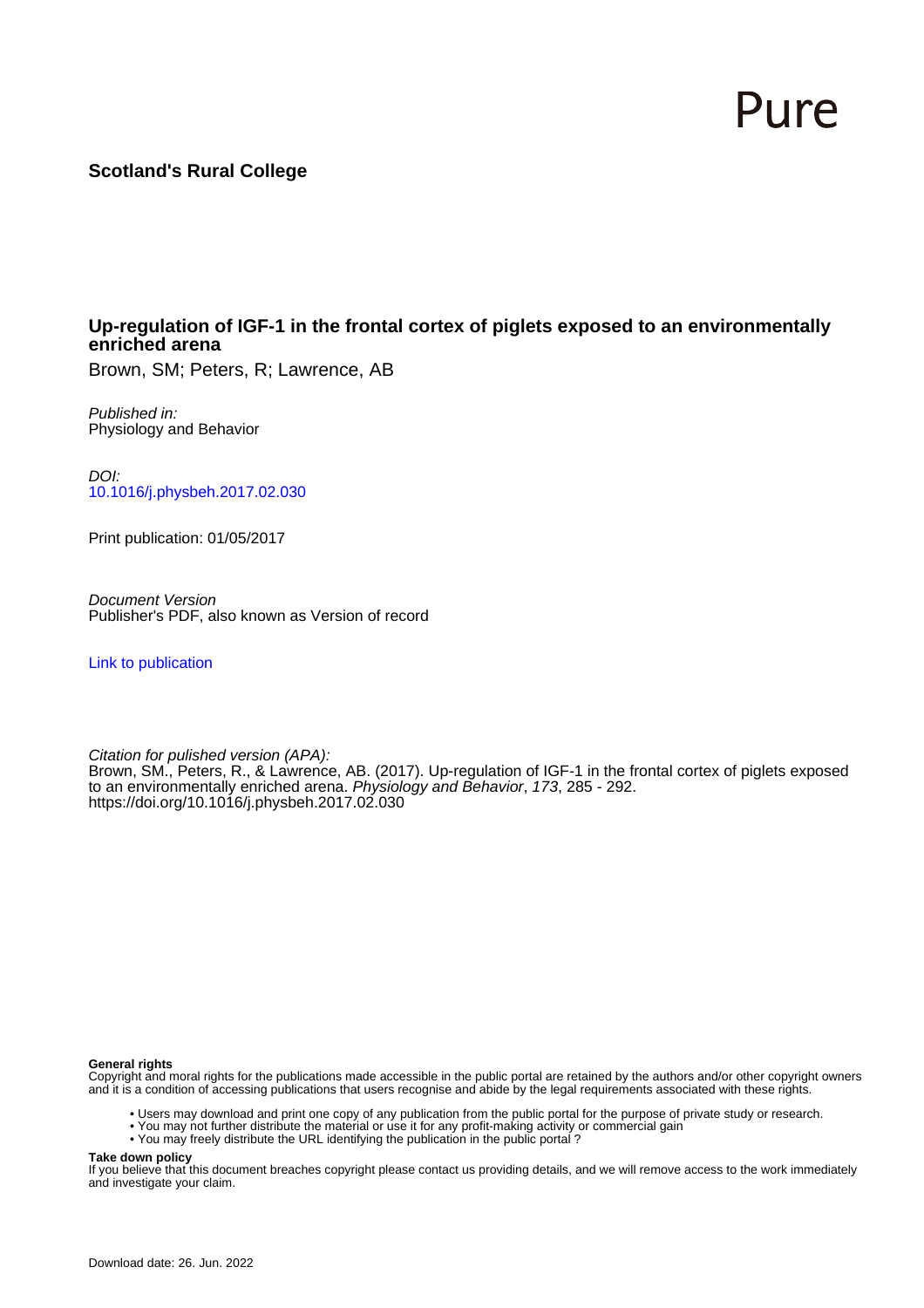Pure

**Scotland's Rural College**

# Up-regulation of IGF-1 in the frontal cortex of piglets exposed to an environmentally enriched arena

Brown, SM; Peters, R; Lawrence, AB

*Published in:*
Physiology and Behavior

*DOI:*
10.1016/j.physbeh.2017.02.030

Print publication: 01/05/2017

*Document Version*
Publisher's PDF, also known as Version of record

Link to publication

*Citation for pulished version (APA):*
Brown, SM., Peters, R., & Lawrence, AB. (2017). Up-regulation of IGF-1 in the frontal cortex of piglets exposed to an environmentally enriched arena. *Physiology and Behavior*, *173*, 285 - 292. https://doi.org/10.1016/j.physbeh.2017.02.030

**General rights**
Copyright and moral rights for the publications made accessible in the public portal are retained by the authors and/or other copyright owners and it is a condition of accessing publications that users recognise and abide by the legal requirements associated with these rights.

- Users may download and print one copy of any publication from the public portal for the purpose of private study or research.
- You may not further distribute the material or use it for any profit-making activity or commercial gain
- You may freely distribute the URL identifying the publication in the public portal ?

**Take down policy**
If you believe that this document breaches copyright please contact us providing details, and we will remove access to the work immediately and investigate your claim.

Download date: 26. Jun. 2022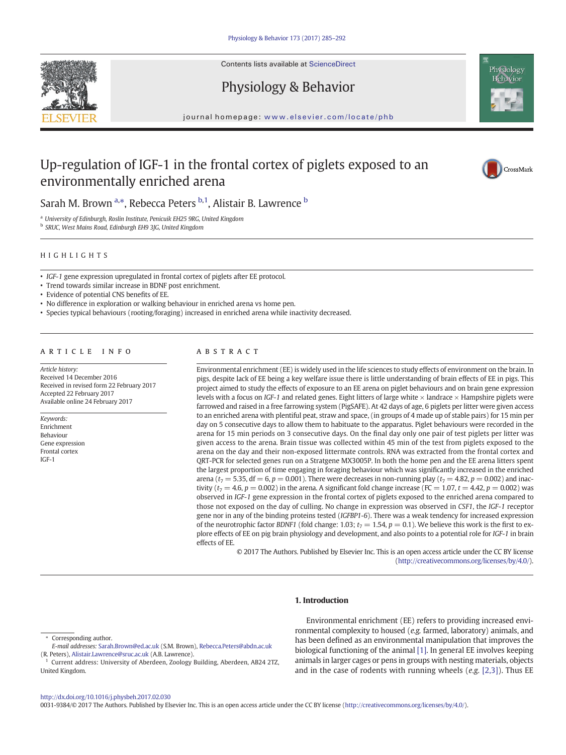# Up-regulation of IGF-1 in the frontal cortex of piglets exposed to an environmentally enriched arena

Sarah M. Brown [a,*], Rebecca Peters [b,1], Alistair B. Lawrence [b]

[a] University of Edinburgh, Roslin Institute, Penicuik EH25 9RG, United Kingdom
[b] SRUC, West Mains Road, Edinburgh EH9 3JG, United Kingdom

## HIGHLIGHTS

- *IGF-1* gene expression upregulated in frontal cortex of piglets after EE protocol.
- Trend towards similar increase in BDNF post enrichment.
- Evidence of potential CNS benefits of EE.
- No difference in exploration or walking behaviour in enriched arena vs home pen.
- Species typical behaviours (rooting/foraging) increased in enriched arena while inactivity decreased.

## ARTICLE INFO

*Article history:*
Received 14 December 2016
Received in revised form 22 February 2017
Accepted 22 February 2017
Available online 24 February 2017

*Keywords:*
Enrichment
Behaviour
Gene expression
Frontal cortex
IGF-1

## ABSTRACT

Environmental enrichment (EE) is widely used in the life sciences to study effects of environment on the brain. In pigs, despite lack of EE being a key welfare issue there is little understanding of brain effects of EE in pigs. This project aimed to study the effects of exposure to an EE arena on piglet behaviours and on brain gene expression levels with a focus on *IGF-1* and related genes. Eight litters of large white × landrace × Hampshire piglets were farrowed and raised in a free farrowing system (PigSAFE). At 42 days of age, 6 piglets per litter were given access to an enriched arena with plentiful peat, straw and space, (in groups of 4 made up of stable pairs) for 15 min per day on 5 consecutive days to allow them to habituate to the apparatus. Piglet behaviours were recorded in the arena for 15 min periods on 3 consecutive days. On the final day only one pair of test piglets per litter was given access to the arena. Brain tissue was collected within 45 min of the test from piglets exposed to the arena on the day and their non-exposed littermate controls. RNA was extracted from the frontal cortex and QRT-PCR for selected genes run on a Stratgene MX3005P. In both the home pen and the EE arena litters spent the largest proportion of time engaging in foraging behaviour which was significantly increased in the enriched arena ($t_7 = 5.35$, df = 6, $p = 0.001$). There were decreases in non-running play ($t_7 = 4.82$, $p = 0.002$) and inactivity ($t_7 = 4.6$, $p = 0.002$) in the arena. A significant fold change increase (FC = 1.07, $t = 4.42$, $p = 0.002$) was observed in *IGF-1* gene expression in the frontal cortex of piglets exposed to the enriched arena compared to those not exposed on the day of culling. No change in expression was observed in *CSF1*, the *IGF-1* receptor gene nor in any of the binding proteins tested (*IGFBP1-6*). There was a weak tendency for increased expression of the neurotrophic factor *BDNF1* (fold change: 1.03; $t_7 = 1.54$, $p = 0.1$). We believe this work is the first to explore effects of EE on pig brain physiology and development, and also points to a potential role for *IGF-1* in brain effects of EE.

© 2017 The Authors. Published by Elsevier Inc. This is an open access article under the CC BY license (http://creativecommons.org/licenses/by/4.0/).

## 1. Introduction

Environmental enrichment (EE) refers to providing increased environmental complexity to housed (*e.g.* farmed, laboratory) animals, and has been defined as an environmental manipulation that improves the biological functioning of the animal [1]. In general EE involves keeping animals in larger cages or pens in groups with nesting materials, objects and in the case of rodents with running wheels (*e.g.* [2,3]). Thus EE

\* Corresponding author.
*E-mail addresses:* Sarah.Brown@ed.ac.uk (S.M. Brown), Rebecca.Peters@abdn.ac.uk (R. Peters), Alistair.Lawrence@sruc.ac.uk (A.B. Lawrence).
[1] Current address: University of Aberdeen, Zoology Building, Aberdeen, AB24 2TZ, United Kingdom.

http://dx.doi.org/10.1016/j.physbeh.2017.02.030
0031-9384/© 2017 The Authors. Published by Elsevier Inc. This is an open access article under the CC BY license (http://creativecommons.org/licenses/by/4.0/).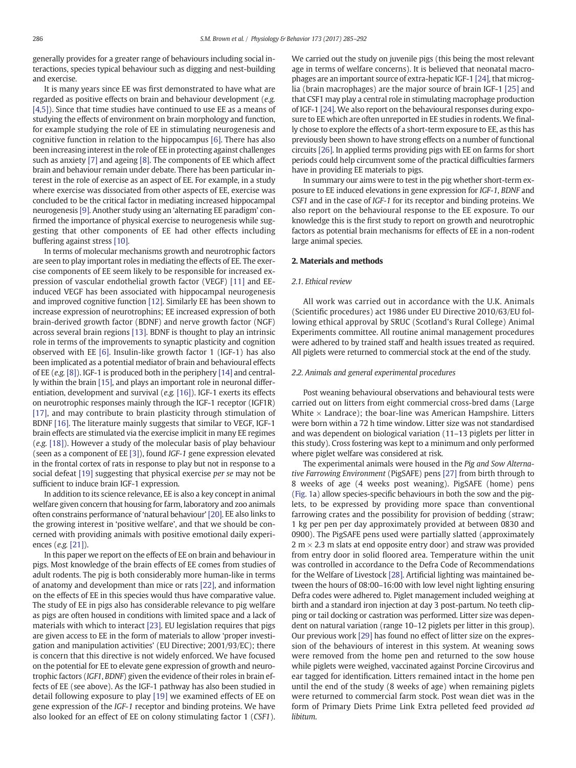generally provides for a greater range of behaviours including social interactions, species typical behaviour such as digging and nest-building and exercise.

It is many years since EE was first demonstrated to have what are regarded as positive effects on brain and behaviour development (*e.g.* [4,5]). Since that time studies have continued to use EE as a means of studying the effects of environment on brain morphology and function, for example studying the role of EE in stimulating neurogenesis and cognitive function in relation to the hippocampus [6]. There has also been increasing interest in the role of EE in protecting against challenges such as anxiety [7] and ageing [8]. The components of EE which affect brain and behaviour remain under debate. There has been particular interest in the role of exercise as an aspect of EE. For example, in a study where exercise was dissociated from other aspects of EE, exercise was concluded to be the critical factor in mediating increased hippocampal neurogenesis [9]. Another study using an 'alternating EE paradigm' confirmed the importance of physical exercise to neurogenesis while suggesting that other components of EE had other effects including buffering against stress [10].

In terms of molecular mechanisms growth and neurotrophic factors are seen to play important roles in mediating the effects of EE. The exercise components of EE seem likely to be responsible for increased expression of vascular endothelial growth factor (VEGF) [11] and EE-induced VEGF has been associated with hippocampal neurogenesis and improved cognitive function [12]. Similarly EE has been shown to increase expression of neurotrophins; EE increased expression of both brain-derived growth factor (BDNF) and nerve growth factor (NGF) across several brain regions [13]. BDNF is thought to play an intrinsic role in terms of the improvements to synaptic plasticity and cognition observed with EE [6]. Insulin-like growth factor 1 (IGF-1) has also been implicated as a potential mediator of brain and behavioural effects of EE (*e.g.* [8]). IGF-1 is produced both in the periphery [14] and centrally within the brain [15], and plays an important role in neuronal differentiation, development and survival (*e.g.* [16]). IGF-1 exerts its effects on neurotrophic responses mainly through the IGF-1 receptor (IGF1R) [17], and may contribute to brain plasticity through stimulation of BDNF [16]. The literature mainly suggests that similar to VEGF, IGF-1 brain effects are stimulated via the exercise implicit in many EE regimes (*e.g.* [18]). However a study of the molecular basis of play behaviour (seen as a component of EE [3]), found *IGF-1* gene expression elevated in the frontal cortex of rats in response to play but not in response to a social defeat [19] suggesting that physical exercise *per se* may not be sufficient to induce brain IGF-1 expression.

In addition to its science relevance, EE is also a key concept in animal welfare given concern that housing for farm, laboratory and zoo animals often constrains performance of 'natural behaviour' [20]. EE also links to the growing interest in 'positive welfare', and that we should be concerned with providing animals with positive emotional daily experiences (*e.g.* [21]).

In this paper we report on the effects of EE on brain and behaviour in pigs. Most knowledge of the brain effects of EE comes from studies of adult rodents. The pig is both considerably more human-like in terms of anatomy and development than mice or rats [22], and information on the effects of EE in this species would thus have comparative value. The study of EE in pigs also has considerable relevance to pig welfare as pigs are often housed in conditions with limited space and a lack of materials with which to interact [23]. EU legislation requires that pigs are given access to EE in the form of materials to allow 'proper investigation and manipulation activities' (EU Directive; 2001/93/EC); there is concern that this directive is not widely enforced. We have focused on the potential for EE to elevate gene expression of growth and neurotrophic factors (*IGF1*, *BDNF*) given the evidence of their roles in brain effects of EE (see above). As the IGF-1 pathway has also been studied in detail following exposure to play [19] we examined effects of EE on gene expression of the *IGF-1* receptor and binding proteins. We have also looked for an effect of EE on colony stimulating factor 1 (*CSF1*). We carried out the study on juvenile pigs (this being the most relevant age in terms of welfare concerns). It is believed that neonatal macrophages are an important source of extra-hepatic IGF-1 [24], that microglia (brain macrophages) are the major source of brain IGF-1 [25] and that CSF1 may play a central role in stimulating macrophage production of IGF-1 [24]. We also report on the behavioural responses during exposure to EE which are often unreported in EE studies in rodents. We finally chose to explore the effects of a short-term exposure to EE, as this has previously been shown to have strong effects on a number of functional circuits [26]. In applied terms providing pigs with EE on farms for short periods could help circumvent some of the practical difficulties farmers have in providing EE materials to pigs.

In summary our aims were to test in the pig whether short-term exposure to EE induced elevations in gene expression for *IGF-1*, *BDNF* and *CSF1* and in the case of *IGF-1* for its receptor and binding proteins. We also report on the behavioural response to the EE exposure. To our knowledge this is the first study to report on growth and neurotrophic factors as potential brain mechanisms for effects of EE in a non-rodent large animal species.

## 2. Materials and methods

### 2.1. Ethical review

All work was carried out in accordance with the U.K. Animals (Scientific procedures) act 1986 under EU Directive 2010/63/EU following ethical approval by SRUC (Scotland's Rural College) Animal Experiments committee. All routine animal management procedures were adhered to by trained staff and health issues treated as required. All piglets were returned to commercial stock at the end of the study.

### 2.2. Animals and general experimental procedures

Post weaning behavioural observations and behavioural tests were carried out on litters from eight commercial cross-bred dams (Large White × Landrace); the boar-line was American Hampshire. Litters were born within a 72 h time window. Litter size was not standardised and was dependent on biological variation (11–13 piglets per litter in this study). Cross fostering was kept to a minimum and only performed where piglet welfare was considered at risk.

The experimental animals were housed in the *Pig and Sow Alternative Farrowing Environment* (PigSAFE) pens [27] from birth through to 8 weeks of age (4 weeks post weaning). PigSAFE (home) pens (Fig. 1a) allow species-specific behaviours in both the sow and the piglets, to be expressed by providing more space than conventional farrowing crates and the possibility for provision of bedding (straw; 1 kg per pen per day approximately provided at between 0830 and 0900). The PigSAFE pens used were partially slatted (approximately 2 m × 2.3 m slats at end opposite entry door) and straw was provided from entry door in solid floored area. Temperature within the unit was controlled in accordance to the Defra Code of Recommendations for the Welfare of Livestock [28]. Artificial lighting was maintained between the hours of 08:00–16:00 with low level night lighting ensuring Defra codes were adhered to. Piglet management included weighing at birth and a standard iron injection at day 3 post-partum. No teeth clipping or tail docking or castration was performed. Litter size was dependent on natural variation (range 10–12 piglets per litter in this group). Our previous work [29] has found no effect of litter size on the expression of the behaviours of interest in this system. At weaning sows were removed from the home pen and returned to the sow house while piglets were weighed, vaccinated against Porcine Circovirus and ear tagged for identification. Litters remained intact in the home pen until the end of the study (8 weeks of age) when remaining piglets were returned to commercial farm stock. Post wean diet was in the form of Primary Diets Prime Link Extra pelleted feed provided *ad libitum*.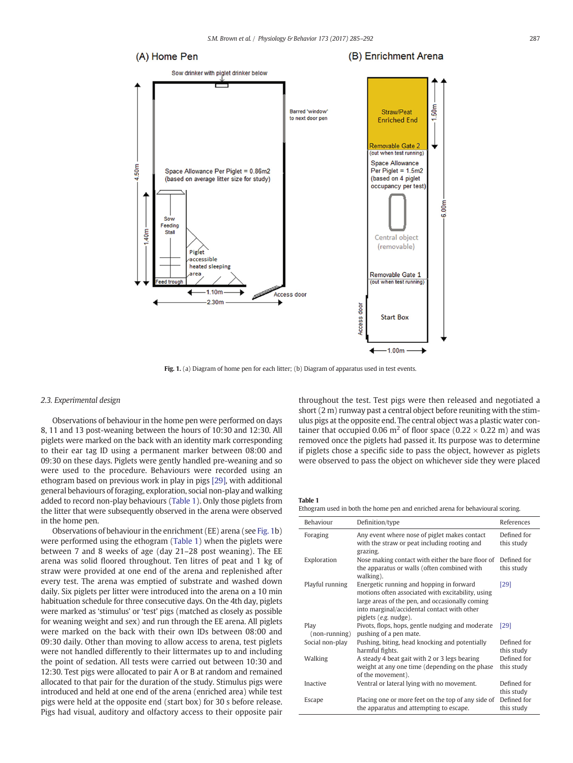Fig. 1. (a) Diagram of home pen for each litter; (b) Diagram of apparatus used in test events.

### 2.3. Experimental design

Observations of behaviour in the home pen were performed on days 8, 11 and 13 post-weaning between the hours of 10:30 and 12:30. All piglets were marked on the back with an identity mark corresponding to their ear tag ID using a permanent marker between 08:00 and 09:30 on these days. Piglets were gently handled pre-weaning and so were used to the procedure. Behaviours were recorded using an ethogram based on previous work in play in pigs [29], with additional general behaviours of foraging, exploration, social non-play and walking added to record non-play behaviours (Table 1). Only those piglets from the litter that were subsequently observed in the arena were observed in the home pen.

Observations of behaviour in the enrichment (EE) arena (see Fig. 1b) were performed using the ethogram (Table 1) when the piglets were between 7 and 8 weeks of age (day 21–28 post weaning). The EE arena was solid floored throughout. Ten litres of peat and 1 kg of straw were provided at one end of the arena and replenished after every test. The arena was emptied of substrate and washed down daily. Six piglets per litter were introduced into the arena on a 10 min habituation schedule for three consecutive days. On the 4th day, piglets were marked as 'stimulus' or 'test' pigs (matched as closely as possible for weaning weight and sex) and run through the EE arena. All piglets were marked on the back with their own IDs between 08:00 and 09:30 daily. Other than moving to allow access to arena, test piglets were not handled differently to their littermates up to and including the point of sedation. All tests were carried out between 10:30 and 12:30. Test pigs were allocated to pair A or B at random and remained allocated to that pair for the duration of the study. Stimulus pigs were introduced and held at one end of the arena (enriched area) while test pigs were held at the opposite end (start box) for 30 s before release. Pigs had visual, auditory and olfactory access to their opposite pair throughout the test. Test pigs were then released and negotiated a short (2 m) runway past a central object before reuniting with the stimulus pigs at the opposite end. The central object was a plastic water container that occupied 0.06 $m^2$ of floor space (0.22 × 0.22 m) and was removed once the piglets had passed it. Its purpose was to determine if piglets chose a specific side to pass the object, however as piglets were observed to pass the object on whichever side they were placed

**Table 1**
Ethogram used in both the home pen and enriched arena for behavioural scoring.

| Behaviour | Definition/type | References |
|---|---|---|
| Foraging | Any event where nose of piglet makes contact with the straw or peat including rooting and grazing. | Defined for this study |
| Exploration | Nose making contact with either the bare floor of the apparatus or walls (often combined with walking). | Defined for this study |
| Playful running | Energetic running and hopping in forward motions often associated with excitability, using large areas of the pen, and occasionally coming into marginal/accidental contact with other piglets (*e.g.* nudge). | [29] |
| Play (non-running) | Pivots, flops, hops, gentle nudging and moderate pushing of a pen mate. | [29] |
| Social non-play | Pushing, biting, head knocking and potentially harmful fights. | Defined for this study |
| Walking | A steady 4 beat gait with 2 or 3 legs bearing weight at any one time (depending on the phase of the movement). | Defined for this study |
| Inactive | Ventral or lateral lying with no movement. | Defined for this study |
| Escape | Placing one or more feet on the top of any side of the apparatus and attempting to escape. | Defined for this study |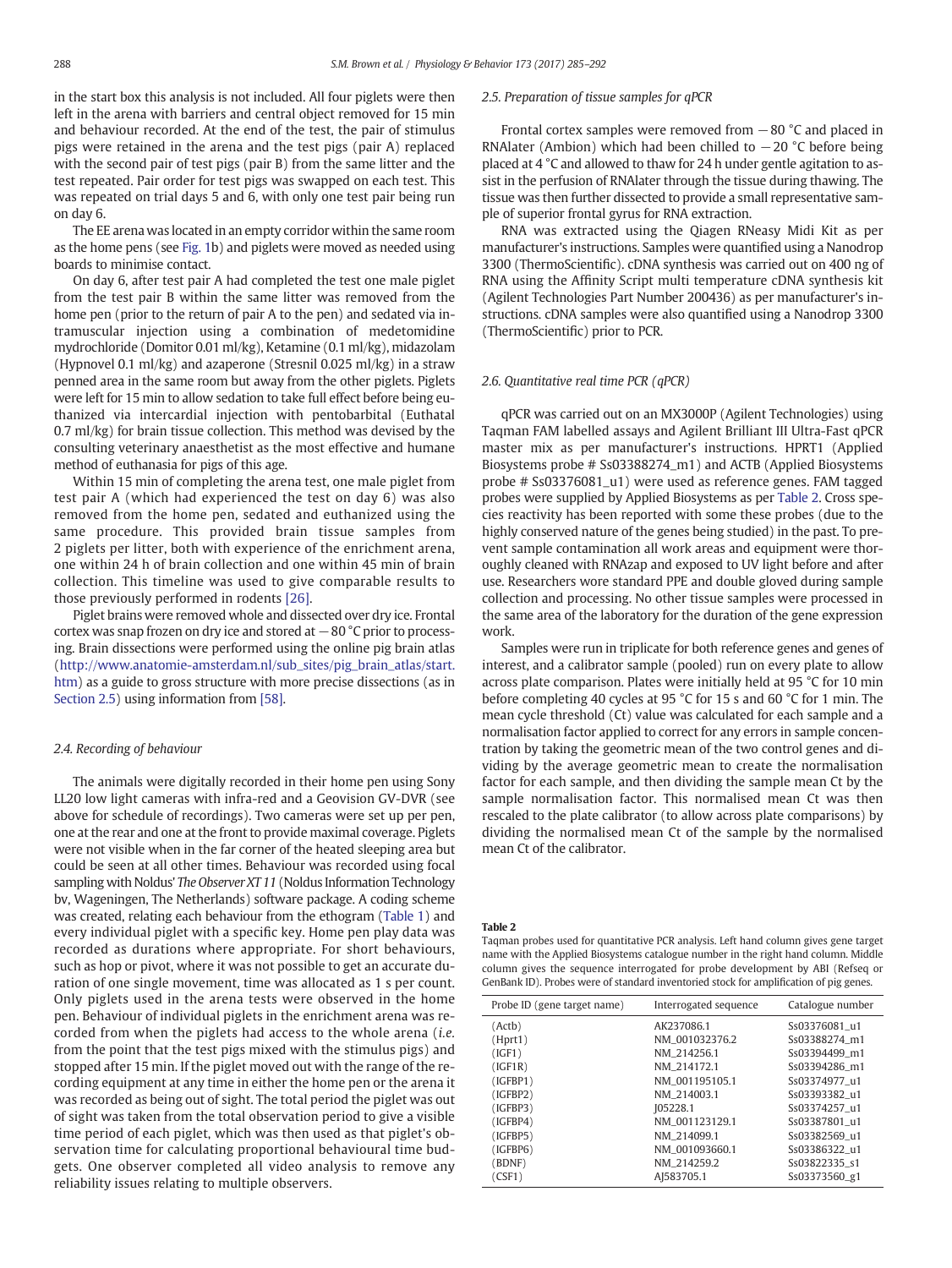in the start box this analysis is not included. All four piglets were then left in the arena with barriers and central object removed for 15 min and behaviour recorded. At the end of the test, the pair of stimulus pigs were retained in the arena and the test pigs (pair A) replaced with the second pair of test pigs (pair B) from the same litter and the test repeated. Pair order for test pigs was swapped on each test. This was repeated on trial days 5 and 6, with only one test pair being run on day 6.

The EE arena was located in an empty corridor within the same room as the home pens (see Fig. 1b) and piglets were moved as needed using boards to minimise contact.

On day 6, after test pair A had completed the test one male piglet from the test pair B within the same litter was removed from the home pen (prior to the return of pair A to the pen) and sedated via intramuscular injection using a combination of medetomidine mydrochloride (Domitor 0.01 ml/kg), Ketamine (0.1 ml/kg), midazolam (Hypnovel 0.1 ml/kg) and azaperone (Stresnil 0.025 ml/kg) in a straw penned area in the same room but away from the other piglets. Piglets were left for 15 min to allow sedation to take full effect before being euthanized via intercardial injection with pentobarbital (Euthatal 0.7 ml/kg) for brain tissue collection. This method was devised by the consulting veterinary anaesthetist as the most effective and humane method of euthanasia for pigs of this age.

Within 15 min of completing the arena test, one male piglet from test pair A (which had experienced the test on day 6) was also removed from the home pen, sedated and euthanized using the same procedure. This provided brain tissue samples from 2 piglets per litter, both with experience of the enrichment arena, one within 24 h of brain collection and one within 45 min of brain collection. This timeline was used to give comparable results to those previously performed in rodents [26].

Piglet brains were removed whole and dissected over dry ice. Frontal cortex was snap frozen on dry ice and stored at −80 °C prior to processing. Brain dissections were performed using the online pig brain atlas (http://www.anatomie-amsterdam.nl/sub_sites/pig_brain_atlas/start.htm) as a guide to gross structure with more precise dissections (as in Section 2.5) using information from [58].

### 2.4. Recording of behaviour

The animals were digitally recorded in their home pen using Sony LL20 low light cameras with infra-red and a Geovision GV-DVR (see above for schedule of recordings). Two cameras were set up per pen, one at the rear and one at the front to provide maximal coverage. Piglets were not visible when in the far corner of the heated sleeping area but could be seen at all other times. Behaviour was recorded using focal sampling with Noldus' *The Observer XT 11* (Noldus Information Technology bv, Wageningen, The Netherlands) software package. A coding scheme was created, relating each behaviour from the ethogram (Table 1) and every individual piglet with a specific key. Home pen play data was recorded as durations where appropriate. For short behaviours, such as hop or pivot, where it was not possible to get an accurate duration of one single movement, time was allocated as 1 s per count. Only piglets used in the arena tests were observed in the home pen. Behaviour of individual piglets in the enrichment arena was recorded from when the piglets had access to the whole arena (*i.e.* from the point that the test pigs mixed with the stimulus pigs) and stopped after 15 min. If the piglet moved out with the range of the recording equipment at any time in either the home pen or the arena it was recorded as being out of sight. The total period the piglet was out of sight was taken from the total observation period to give a visible time period of each piglet, which was then used as that piglet's observation time for calculating proportional behavioural time budgets. One observer completed all video analysis to remove any reliability issues relating to multiple observers.

### 2.5. Preparation of tissue samples for qPCR

Frontal cortex samples were removed from −80 °C and placed in RNAlater (Ambion) which had been chilled to −20 °C before being placed at 4 °C and allowed to thaw for 24 h under gentle agitation to assist in the perfusion of RNAlater through the tissue during thawing. The tissue was then further dissected to provide a small representative sample of superior frontal gyrus for RNA extraction.

RNA was extracted using the Qiagen RNeasy Midi Kit as per manufacturer's instructions. Samples were quantified using a Nanodrop 3300 (ThermoScientific). cDNA synthesis was carried out on 400 ng of RNA using the Affinity Script multi temperature cDNA synthesis kit (Agilent Technologies Part Number 200436) as per manufacturer's instructions. cDNA samples were also quantified using a Nanodrop 3300 (ThermoScientific) prior to PCR.

### 2.6. Quantitative real time PCR (qPCR)

qPCR was carried out on an MX3000P (Agilent Technologies) using Taqman FAM labelled assays and Agilent Brilliant III Ultra-Fast qPCR master mix as per manufacturer's instructions. HPRT1 (Applied Biosystems probe # Ss03388274_m1) and ACTB (Applied Biosystems probe # Ss03376081_u1) were used as reference genes. FAM tagged probes were supplied by Applied Biosystems as per Table 2. Cross species reactivity has been reported with some these probes (due to the highly conserved nature of the genes being studied) in the past. To prevent sample contamination all work areas and equipment were thoroughly cleaned with RNAzap and exposed to UV light before and after use. Researchers wore standard PPE and double gloved during sample collection and processing. No other tissue samples were processed in the same area of the laboratory for the duration of the gene expression work.

Samples were run in triplicate for both reference genes and genes of interest, and a calibrator sample (pooled) run on every plate to allow across plate comparison. Plates were initially held at 95 °C for 10 min before completing 40 cycles at 95 °C for 15 s and 60 °C for 1 min. The mean cycle threshold (Ct) value was calculated for each sample and a normalisation factor applied to correct for any errors in sample concentration by taking the geometric mean of the two control genes and dividing by the average geometric mean to create the normalisation factor for each sample, and then dividing the sample mean Ct by the sample normalisation factor. This normalised mean Ct was then rescaled to the plate calibrator (to allow across plate comparisons) by dividing the normalised mean Ct of the sample by the normalised mean Ct of the calibrator.

**Table 2**
Taqman probes used for quantitative PCR analysis. Left hand column gives gene target name with the Applied Biosystems catalogue number in the right hand column. Middle column gives the sequence interrogated for probe development by ABI (Refseq or GenBank ID). Probes were of standard inventoried stock for amplification of pig genes.

| Probe ID (gene target name) | Interrogated sequence | Catalogue number |
|---|---|---|
| (Actb) | AK237086.1 | Ss03376081_u1 |
| (Hprt1) | NM_001032376.2 | Ss03388274_m1 |
| (IGF1) | NM_214256.1 | Ss03394499_m1 |
| (IGF1R) | NM_214172.1 | Ss03394286_m1 |
| (IGFBP1) | NM_001195105.1 | Ss03374977_u1 |
| (IGFBP2) | NM_214003.1 | Ss03393382_u1 |
| (IGFBP3) | J05228.1 | Ss03374257_u1 |
| (IGFBP4) | NM_001123129.1 | Ss03387801_u1 |
| (IGFBP5) | NM_214099.1 | Ss03382569_u1 |
| (IGFBP6) | NM_001093660.1 | Ss03386322_u1 |
| (BDNF) | NM_214259.2 | Ss03822335_s1 |
| (CSF1) | AJ583705.1 | Ss03373560_g1 |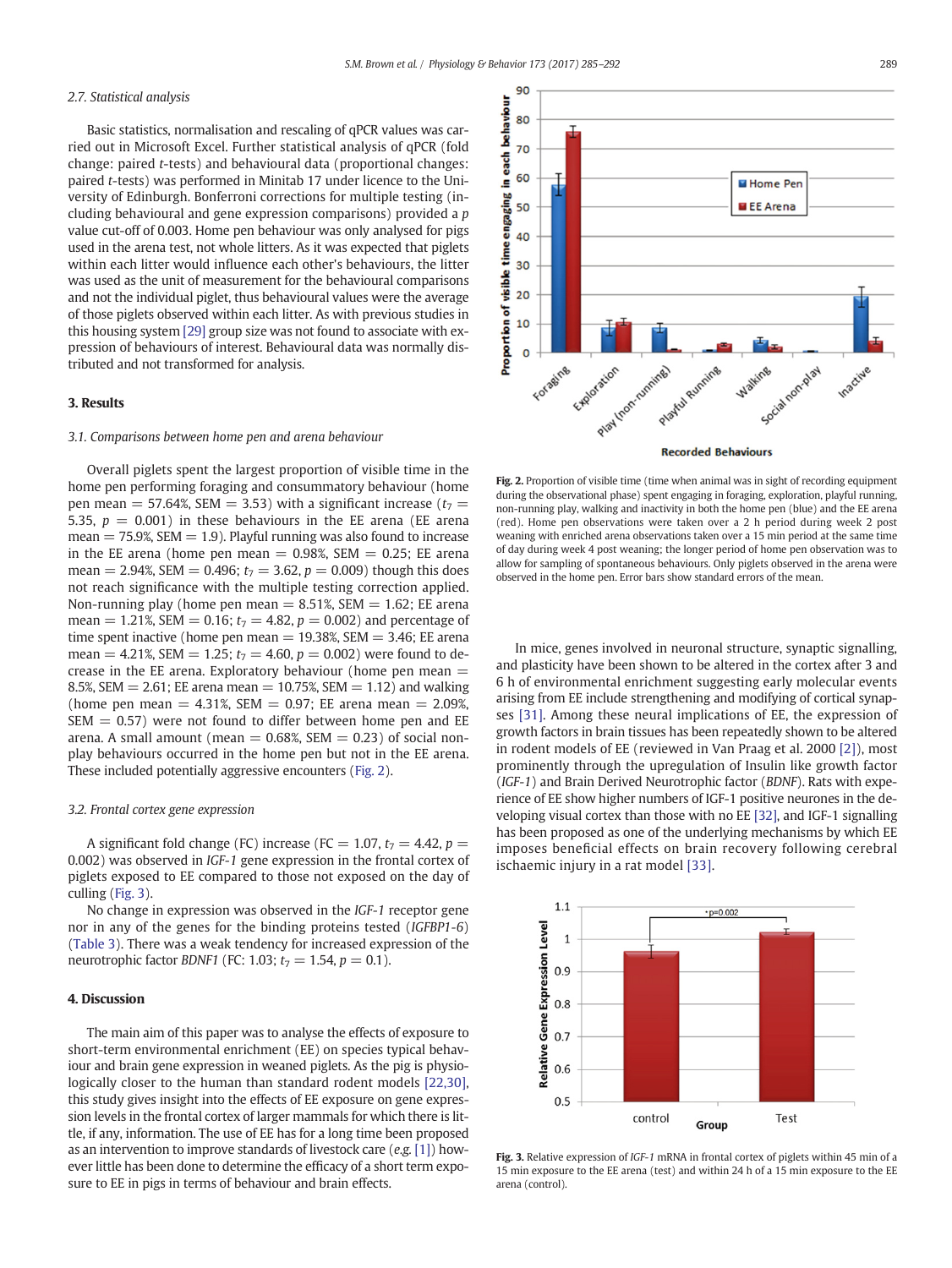### 2.7. Statistical analysis

Basic statistics, normalisation and rescaling of qPCR values was carried out in Microsoft Excel. Further statistical analysis of qPCR (fold change: paired *t*-tests) and behavioural data (proportional changes: paired *t*-tests) was performed in Minitab 17 under licence to the University of Edinburgh. Bonferroni corrections for multiple testing (including behavioural and gene expression comparisons) provided a *p* value cut-off of 0.003. Home pen behaviour was only analysed for pigs used in the arena test, not whole litters. As it was expected that piglets within each litter would influence each other's behaviours, the litter was used as the unit of measurement for the behavioural comparisons and not the individual piglet, thus behavioural values were the average of those piglets observed within each litter. As with previous studies in this housing system [29] group size was not found to associate with expression of behaviours of interest. Behavioural data was normally distributed and not transformed for analysis.

## 3. Results

### 3.1. Comparisons between home pen and arena behaviour

Overall piglets spent the largest proportion of visible time in the home pen performing foraging and consummatory behaviour (home pen mean = 57.64%, SEM = 3.53) with a significant increase ($t_7$ = 5.35, $p$ = 0.001) in these behaviours in the EE arena (EE arena mean = 75.9%, SEM = 1.9). Playful running was also found to increase in the EE arena (home pen mean = 0.98%, SEM = 0.25; EE arena mean = 2.94%, SEM = 0.496; $t_7$ = 3.62, $p$ = 0.009) though this does not reach significance with the multiple testing correction applied. Non-running play (home pen mean = 8.51%, SEM = 1.62; EE arena mean = 1.21%, SEM = 0.16; $t_7$ = 4.82, $p$ = 0.002) and percentage of time spent inactive (home pen mean = 19.38%, SEM = 3.46; EE arena mean = 4.21%, SEM = 1.25; $t_7$ = 4.60, $p$ = 0.002) were found to decrease in the EE arena. Exploratory behaviour (home pen mean = 8.5%, SEM = 2.61; EE arena mean = 10.75%, SEM = 1.12) and walking (home pen mean = 4.31%, SEM = 0.97; EE arena mean = 2.09%, SEM = 0.57) were not found to differ between home pen and EE arena. A small amount (mean = 0.68%, SEM = 0.23) of social non-play behaviours occurred in the home pen but not in the EE arena. These included potentially aggressive encounters (Fig. 2).

Fig. 2. Proportion of visible time (time when animal was in sight of recording equipment during the observational phase) spent engaging in foraging, exploration, playful running, non-running play, walking and inactivity in both the home pen (blue) and the EE arena (red). Home pen observations were taken over a 2 h period during week 2 post weaning with enriched arena observations taken over a 15 min period at the same time of day during week 4 post weaning; the longer period of home pen observation was to allow for sampling of spontaneous behaviours. Only piglets observed in the arena were observed in the home pen. Error bars show standard errors of the mean.

### 3.2. Frontal cortex gene expression

A significant fold change (FC) increase (FC = 1.07, $t_7$ = 4.42, $p$ = 0.002) was observed in *IGF-1* gene expression in the frontal cortex of piglets exposed to EE compared to those not exposed on the day of culling (Fig. 3).

No change in expression was observed in the *IGF-1* receptor gene nor in any of the genes for the binding proteins tested (*IGFBP1-6*) (Table 3). There was a weak tendency for increased expression of the neurotrophic factor *BDNF1* (FC: 1.03; $t_7$ = 1.54, $p$ = 0.1).

## 4. Discussion

The main aim of this paper was to analyse the effects of exposure to short-term environmental enrichment (EE) on species typical behaviour and brain gene expression in weaned piglets. As the pig is physiologically closer to the human than standard rodent models [22,30], this study gives insight into the effects of EE exposure on gene expression levels in the frontal cortex of larger mammals for which there is little, if any, information. The use of EE has for a long time been proposed as an intervention to improve standards of livestock care (*e.g.* [1]) however little has been done to determine the efficacy of a short term exposure to EE in pigs in terms of behaviour and brain effects.

In mice, genes involved in neuronal structure, synaptic signalling, and plasticity have been shown to be altered in the cortex after 3 and 6 h of environmental enrichment suggesting early molecular events arising from EE include strengthening and modifying of cortical synapses [31]. Among these neural implications of EE, the expression of growth factors in brain tissues has been repeatedly shown to be altered in rodent models of EE (reviewed in Van Praag et al. 2000 [2]), most prominently through the upregulation of Insulin like growth factor (*IGF-1*) and Brain Derived Neurotrophic factor (*BDNF*). Rats with experience of EE show higher numbers of IGF-1 positive neurones in the developing visual cortex than those with no EE [32], and IGF-1 signalling has been proposed as one of the underlying mechanisms by which EE imposes beneficial effects on brain recovery following cerebral ischaemic injury in a rat model [33].

Fig. 3. Relative expression of *IGF-1* mRNA in frontal cortex of piglets within 45 min of a 15 min exposure to the EE arena (test) and within 24 h of a 15 min exposure to the EE arena (control).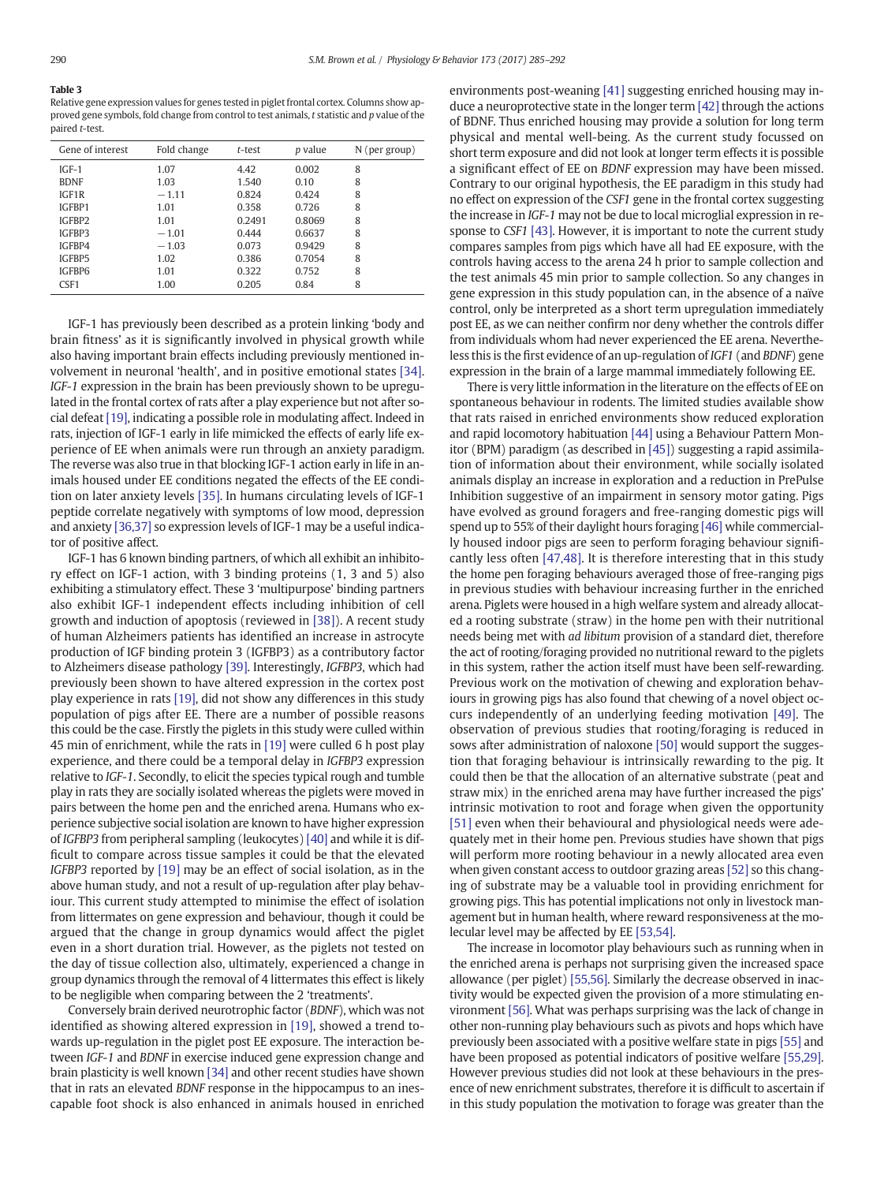**Table 3**
Relative gene expression values for genes tested in piglet frontal cortex. Columns show approved gene symbols, fold change from control to test animals, *t* statistic and *p* value of the paired *t*-test.

| Gene of interest | Fold change | *t*-test | *p* value | N (per group) |
|---|---|---|---|---|
| IGF-1 | 1.07 | 4.42 | 0.002 | 8 |
| BDNF | 1.03 | 1.540 | 0.10 | 8 |
| IGF1R | −1.11 | 0.824 | 0.424 | 8 |
| IGFBP1 | 1.01 | 0.358 | 0.726 | 8 |
| IGFBP2 | 1.01 | 0.2491 | 0.8069 | 8 |
| IGFBP3 | −1.01 | 0.444 | 0.6637 | 8 |
| IGFBP4 | −1.03 | 0.073 | 0.9429 | 8 |
| IGFBP5 | 1.02 | 0.386 | 0.7054 | 8 |
| IGFBP6 | 1.01 | 0.322 | 0.752 | 8 |
| CSF1 | 1.00 | 0.205 | 0.84 | 8 |

IGF-1 has previously been described as a protein linking 'body and brain fitness' as it is significantly involved in physical growth while also having important brain effects including previously mentioned involvement in neuronal 'health', and in positive emotional states [34]. *IGF-1* expression in the brain has been previously shown to be upregulated in the frontal cortex of rats after a play experience but not after social defeat [19], indicating a possible role in modulating affect. Indeed in rats, injection of IGF-1 early in life mimicked the effects of early life experience of EE when animals were run through an anxiety paradigm. The reverse was also true in that blocking IGF-1 action early in life in animals housed under EE conditions negated the effects of the EE condition on later anxiety levels [35]. In humans circulating levels of IGF-1 peptide correlate negatively with symptoms of low mood, depression and anxiety [36,37] so expression levels of IGF-1 may be a useful indicator of positive affect.

IGF-1 has 6 known binding partners, of which all exhibit an inhibitory effect on IGF-1 action, with 3 binding proteins (1, 3 and 5) also exhibiting a stimulatory effect. These 3 'multipurpose' binding partners also exhibit IGF-1 independent effects including inhibition of cell growth and induction of apoptosis (reviewed in [38]). A recent study of human Alzheimers patients has identified an increase in astrocyte production of IGF binding protein 3 (IGFBP3) as a contributory factor to Alzheimers disease pathology [39]. Interestingly, *IGFBP3*, which had previously been shown to have altered expression in the cortex post play experience in rats [19], did not show any differences in this study population of pigs after EE. There are a number of possible reasons this could be the case. Firstly the piglets in this study were culled within 45 min of enrichment, while the rats in [19] were culled 6 h post play experience, and there could be a temporal delay in *IGFBP3* expression relative to *IGF-1*. Secondly, to elicit the species typical rough and tumble play in rats they are socially isolated whereas the piglets were moved in pairs between the home pen and the enriched arena. Humans who experience subjective social isolation are known to have higher expression of *IGFBP3* from peripheral sampling (leukocytes) [40] and while it is difficult to compare across tissue samples it could be that the elevated *IGFBP3* reported by [19] may be an effect of social isolation, as in the above human study, and not a result of up-regulation after play behaviour. This current study attempted to minimise the effect of isolation from littermates on gene expression and behaviour, though it could be argued that the change in group dynamics would affect the piglet even in a short duration trial. However, as the piglets not tested on the day of tissue collection also, ultimately, experienced a change in group dynamics through the removal of 4 littermates this effect is likely to be negligible when comparing between the 2 'treatments'.

Conversely brain derived neurotrophic factor (*BDNF*), which was not identified as showing altered expression in [19], showed a trend towards up-regulation in the piglet post EE exposure. The interaction between *IGF-1* and *BDNF* in exercise induced gene expression change and brain plasticity is well known [34] and other recent studies have shown that in rats an elevated *BDNF* response in the hippocampus to an inescapable foot shock is also enhanced in animals housed in enriched environments post-weaning [41] suggesting enriched housing may induce a neuroprotective state in the longer term [42] through the actions of BDNF. Thus enriched housing may provide a solution for long term physical and mental well-being. As the current study focussed on short term exposure and did not look at longer term effects it is possible a significant effect of EE on *BDNF* expression may have been missed. Contrary to our original hypothesis, the EE paradigm in this study had no effect on expression of the *CSF1* gene in the frontal cortex suggesting the increase in *IGF-1* may not be due to local microglial expression in response to *CSF1* [43]. However, it is important to note the current study compares samples from pigs which have all had EE exposure, with the controls having access to the arena 24 h prior to sample collection and the test animals 45 min prior to sample collection. So any changes in gene expression in this study population can, in the absence of a naïve control, only be interpreted as a short term upregulation immediately post EE, as we can neither confirm nor deny whether the controls differ from individuals whom had never experienced the EE arena. Nevertheless this is the first evidence of an up-regulation of *IGF1* (and *BDNF*) gene expression in the brain of a large mammal immediately following EE.

There is very little information in the literature on the effects of EE on spontaneous behaviour in rodents. The limited studies available show that rats raised in enriched environments show reduced exploration and rapid locomotory habituation [44] using a Behaviour Pattern Monitor (BPM) paradigm (as described in [45]) suggesting a rapid assimilation of information about their environment, while socially isolated animals display an increase in exploration and a reduction in PrePulse Inhibition suggestive of an impairment in sensory motor gating. Pigs have evolved as ground foragers and free-ranging domestic pigs will spend up to 55% of their daylight hours foraging [46] while commercially housed indoor pigs are seen to perform foraging behaviour significantly less often [47,48]. It is therefore interesting that in this study the home pen foraging behaviours averaged those of free-ranging pigs in previous studies with behaviour increasing further in the enriched arena. Piglets were housed in a high welfare system and already allocated a rooting substrate (straw) in the home pen with their nutritional needs being met with *ad libitum* provision of a standard diet, therefore the act of rooting/foraging provided no nutritional reward to the piglets in this system, rather the action itself must have been self-rewarding. Previous work on the motivation of chewing and exploration behaviours in growing pigs has also found that chewing of a novel object occurs independently of an underlying feeding motivation [49]. The observation of previous studies that rooting/foraging is reduced in sows after administration of naloxone [50] would support the suggestion that foraging behaviour is intrinsically rewarding to the pig. It could then be that the allocation of an alternative substrate (peat and straw mix) in the enriched arena may have further increased the pigs' intrinsic motivation to root and forage when given the opportunity [51] even when their behavioural and physiological needs were adequately met in their home pen. Previous studies have shown that pigs will perform more rooting behaviour in a newly allocated area even when given constant access to outdoor grazing areas [52] so this changing of substrate may be a valuable tool in providing enrichment for growing pigs. This has potential implications not only in livestock management but in human health, where reward responsiveness at the molecular level may be affected by EE [53,54].

The increase in locomotor play behaviours such as running when in the enriched arena is perhaps not surprising given the increased space allowance (per piglet) [55,56]. Similarly the decrease observed in inactivity would be expected given the provision of a more stimulating environment [56]. What was perhaps surprising was the lack of change in other non-running play behaviours such as pivots and hops which have previously been associated with a positive welfare state in pigs [55] and have been proposed as potential indicators of positive welfare [55,29]. However previous studies did not look at these behaviours in the presence of new enrichment substrates, therefore it is difficult to ascertain if in this study population the motivation to forage was greater than the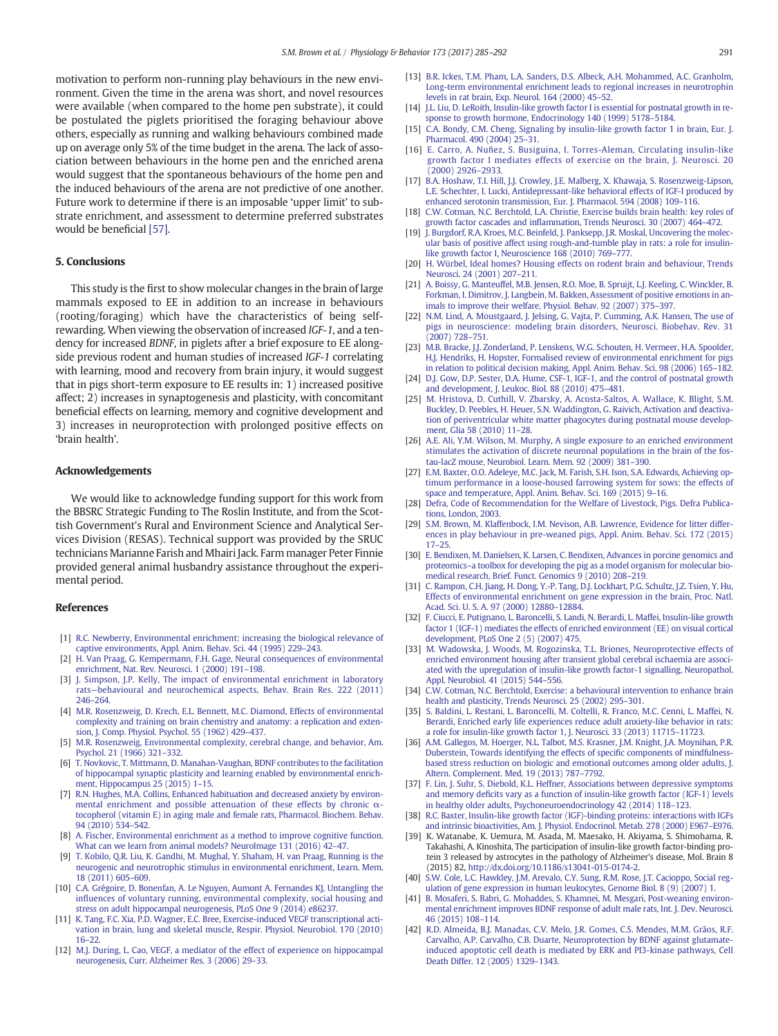motivation to perform non-running play behaviours in the new environment. Given the time in the arena was short, and novel resources were available (when compared to the home pen substrate), it could be postulated the piglets prioritised the foraging behaviour above others, especially as running and walking behaviours combined made up on average only 5% of the time budget in the arena. The lack of association between behaviours in the home pen and the enriched arena would suggest that the spontaneous behaviours of the home pen and the induced behaviours of the arena are not predictive of one another. Future work to determine if there is an imposable 'upper limit' to substrate enrichment, and assessment to determine preferred substrates would be beneficial [57].

## 5. Conclusions

This study is the first to show molecular changes in the brain of large mammals exposed to EE in addition to an increase in behaviours (rooting/foraging) which have the characteristics of being self-rewarding. When viewing the observation of increased *IGF-1*, and a tendency for increased *BDNF*, in piglets after a brief exposure to EE alongside previous rodent and human studies of increased *IGF-1* correlating with learning, mood and recovery from brain injury, it would suggest that in pigs short-term exposure to EE results in: 1) increased positive affect; 2) increases in synaptogenesis and plasticity, with concomitant beneficial effects on learning, memory and cognitive development and 3) increases in neuroprotection with prolonged positive effects on 'brain health'.

## Acknowledgements

We would like to acknowledge funding support for this work from the BBSRC Strategic Funding to The Roslin Institute, and from the Scottish Government's Rural and Environment Science and Analytical Services Division (RESAS). Technical support was provided by the SRUC technicians Marianne Farish and Mhairi Jack. Farm manager Peter Finnie provided general animal husbandry assistance throughout the experimental period.

## References

[1] R.C. Newberry, Environmental enrichment: increasing the biological relevance of captive environments, Appl. Anim. Behav. Sci. 44 (1995) 229–243.

[2] H. Van Praag, G. Kempermann, F.H. Gage, Neural consequences of environmental enrichment, Nat. Rev. Neurosci. 1 (2000) 191–198.

[3] J. Simpson, J.P. Kelly, The impact of environmental enrichment in laboratory rats—behavioural and neurochemical aspects, Behav. Brain Res. 222 (2011) 246–264.

[4] M.R. Rosenzweig, D. Krech, E.L. Bennett, M.C. Diamond, Effects of environmental complexity and training on brain chemistry and anatomy: a replication and extension, J. Comp. Physiol. Psychol. 55 (1962) 429–437.

[5] M.R. Rosenzweig, Environmental complexity, cerebral change, and behavior, Am. Psychol. 21 (1966) 321–332.

[6] T. Novkovic, T. Mittmann, D. Manahan-Vaughan, BDNF contributes to the facilitation of hippocampal synaptic plasticity and learning enabled by environmental enrichment, Hippocampus 25 (2015) 1–15.

[7] R.N. Hughes, M.A. Collins, Enhanced habituation and decreased anxiety by environmental enrichment and possible attenuation of these effects by chronic α-tocopherol (vitamin E) in aging male and female rats, Pharmacol. Biochem. Behav. 94 (2010) 534–542.

[8] A. Fischer, Environmental enrichment as a method to improve cognitive function. What can we learn from animal models? NeuroImage 131 (2016) 42–47.

[9] T. Kobilo, Q.R. Liu, K. Gandhi, M. Mughal, Y. Shaham, H. van Praag, Running is the neurogenic and neurotrophic stimulus in environmental enrichment, Learn. Mem. 18 (2011) 605–609.

[10] C.A. Grégoire, D. Bonenfan, A. Le Nguyen, Aumont A. Fernandes KJ, Untangling the influences of voluntary running, environmental complexity, social housing and stress on adult hippocampal neurogenesis, PLoS One 9 (2014) e86237.

[11] K. Tang, F.C. Xia, P.D. Wagner, E.C. Bree, Exercise-induced VEGF transcriptional activation in brain, lung and skeletal muscle, Respir. Physiol. Neurobiol. 170 (2010) 16–22.

[12] M.J. During, L. Cao, VEGF, a mediator of the effect of experience on hippocampal neurogenesis, Curr. Alzheimer Res. 3 (2006) 29–33.

[13] B.R. Ickes, T.M. Pham, L.A. Sanders, D.S. Albeck, A.H. Mohammed, A.C. Granholm, Long-term environmental enrichment leads to regional increases in neurotrophin levels in rat brain, Exp. Neurol. 164 (2000) 45–52.

[14] J.L. Liu, D. LeRoith, Insulin-like growth factor I is essential for postnatal growth in response to growth hormone, Endocrinology 140 (1999) 5178–5184.

[15] C.A. Bondy, C.M. Cheng, Signaling by insulin-like growth factor 1 in brain, Eur. J. Pharmacol. 490 (2004) 25–31.

[16] E. Carro, A. Nuñez, S. Busiguina, I. Torres-Aleman, Circulating insulin-like growth factor I mediates effects of exercise on the brain, J. Neurosci. 20 (2000) 2926–2933.

[17] B.A. Hoshaw, T.I. Hill, J.J. Crowley, J.E. Malberg, X. Khawaja, S. Rosenzweig-Lipson, L.E. Schechter, I. Lucki, Antidepressant-like behavioral effects of IGF-I produced by enhanced serotonin transmission, Eur. J. Pharmacol. 594 (2008) 109–116.

[18] C.W. Cotman, N.C. Berchtold, L.A. Christie, Exercise builds brain health: key roles of growth factor cascades and inflammation, Trends Neurosci. 30 (2007) 464–472.

[19] J. Burgdorf, R.A. Kroes, M.C. Beinfeld, J. Panksepp, J.R. Moskal, Uncovering the molecular basis of positive affect using rough-and-tumble play in rats: a role for insulin-like growth factor I, Neuroscience 168 (2010) 769–777.

[20] H. Würbel, Ideal homes? Housing effects on rodent brain and behaviour, Trends Neurosci. 24 (2001) 207–211.

[21] A. Boissy, G. Manteuffel, M.B. Jensen, R.O. Moe, B. Spruijt, L.J. Keeling, C. Winckler, B. Forkman, I. Dimitrov, J. Langbein, M. Bakken, Assessment of positive emotions in animals to improve their welfare, Physiol. Behav. 92 (2007) 375–397.

[22] N.M. Lind, A. Moustgaard, J. Jelsing, G. Vajta, P. Cumming, A.K. Hansen, The use of pigs in neuroscience: modeling brain disorders, Neurosci. Biobehav. Rev. 31 (2007) 728–751.

[23] M.B. Bracke, J.J. Zonderland, P. Lenskens, W.G. Schouten, H. Vermeer, H.A. Spoolder, H.J. Hendriks, H. Hopster, Formalised review of environmental enrichment for pigs in relation to political decision making, Appl. Anim. Behav. Sci. 98 (2006) 165–182.

[24] D.J. Gow, D.P. Sester, D.A. Hume, CSF-1, IGF-1, and the control of postnatal growth and development, J. Leukoc. Biol. 88 (2010) 475–481.

[25] M. Hristova, D. Cuthill, V. Zbarsky, A. Acosta-Saltos, A. Wallace, K. Blight, S.M. Buckley, D. Peebles, H. Heuer, S.N. Waddington, G. Raivich, Activation and deactivation of periventricular white matter phagocytes during postnatal mouse development, Glia 58 (2010) 11–28.

[26] A.E. Ali, Y.M. Wilson, M. Murphy, A single exposure to an enriched environment stimulates the activation of discrete neuronal populations in the brain of the fos-tau-lacZ mouse, Neurobiol. Learn. Mem. 92 (2009) 381–390.

[27] E.M. Baxter, O.O. Adeleye, M.C. Jack, M. Farish, S.H. Ison, S.A. Edwards, Achieving optimum performance in a loose-housed farrowing system for sows: the effects of space and temperature, Appl. Anim. Behav. Sci. 169 (2015) 9–16.

[28] Defra, Code of Recommendation for the Welfare of Livestock, Pigs. Defra Publications, London, 2003.

[29] S.M. Brown, M. Klaffenbock, I.M. Nevison, A.B. Lawrence, Evidence for litter differences in play behaviour in pre-weaned pigs, Appl. Anim. Behav. Sci. 172 (2015) 17–25.

[30] E. Bendixen, M. Danielsen, K. Larsen, C. Bendixen, Advances in porcine genomics and proteomics–a toolbox for developing the pig as a model organism for molecular biomedical research, Brief. Funct. Genomics 9 (2010) 208–219.

[31] C. Rampon, C.H. Jiang, H. Dong, Y.-P. Tang, D.J. Lockhart, P.G. Schultz, J.Z. Tsien, Y. Hu, Effects of environmental enrichment on gene expression in the brain, Proc. Natl. Acad. Sci. U. S. A. 97 (2000) 12880–12884.

[32] F. Ciucci, E. Putignano, L. Baroncelli, S. Landi, N. Berardi, L. Maffei, Insulin-like growth factor 1 (IGF-1) mediates the effects of enriched environment (EE) on visual cortical development, PLoS One 2 (5) (2007) 475.

[33] M. Wadowska, J. Woods, M. Rogozinska, T.L. Briones, Neuroprotective effects of enriched environment housing after transient global cerebral ischaemia are associated with the upregulation of insulin-like growth factor-1 signalling, Neuropathol. Appl. Neurobiol. 41 (2015) 544–556.

[34] C.W. Cotman, N.C. Berchtold, Exercise: a behavioural intervention to enhance brain health and plasticity, Trends Neurosci. 25 (2002) 295–301.

[35] S. Baldini, L. Restani, L. Baroncelli, M. Coltelli, R. Franco, M.C. Cenni, L. Maffei, N. Berardi, Enriched early life experiences reduce adult anxiety-like behavior in rats: a role for insulin-like growth factor 1, J. Neurosci. 33 (2013) 11715–11723.

[36] A.M. Gallegos, M. Hoerger, N.L. Talbot, M.S. Krasner, J.M. Knight, J.A. Moynihan, P.R. Duberstein, Towards identifying the effects of specific components of mindfulness-based stress reduction on biologic and emotional outcomes among older adults, J. Altern. Complement. Med. 19 (2013) 787–7792.

[37] F. Lin, J. Suhr, S. Diebold, K.L. Heffner, Associations between depressive symptoms and memory deficits vary as a function of insulin-like growth factor (IGF-1) levels in healthy older adults, Psychoneuroendocrinology 42 (2014) 118–123.

[38] R.C. Baxter, Insulin-like growth factor (IGF)-binding proteins: interactions with IGFs and intrinsic bioactivities, Am. J. Physiol. Endocrinol. Metab. 278 (2000) E967–E976.

[39] K. Watanabe, K. Uemura, M. Asada, M. Maesako, H. Akiyama, S. Shimohama, R. Takahashi, A. Kinoshita, The participation of insulin-like growth factor-binding protein 3 released by astrocytes in the pathology of Alzheimer's disease, Mol. Brain 8 (2015) 82, http://dx.doi.org/10.1186/s13041-015-0174-2.

[40] S.W. Cole, L.C. Hawkley, J.M. Arevalo, C.Y. Sung, R.M. Rose, J.T. Cacioppo, Social regulation of gene expression in human leukocytes, Genome Biol. 8 (9) (2007) 1.

[41] B. Mosaferi, S. Babri, G. Mohaddes, S. Khamnei, M. Mesgari, Post-weaning environmental enrichment improves BDNF response of adult male rats, Int. J. Dev. Neurosci. 46 (2015) 108–114.

[42] R.D. Almeida, B.J. Manadas, C.V. Melo, J.R. Gomes, C.S. Mendes, M.M. Grãos, R.F. Carvalho, A.P. Carvalho, C.B. Duarte, Neuroprotection by BDNF against glutamate-induced apoptotic cell death is mediated by ERK and PI3-kinase pathways, Cell Death Differ. 12 (2005) 1329–1343.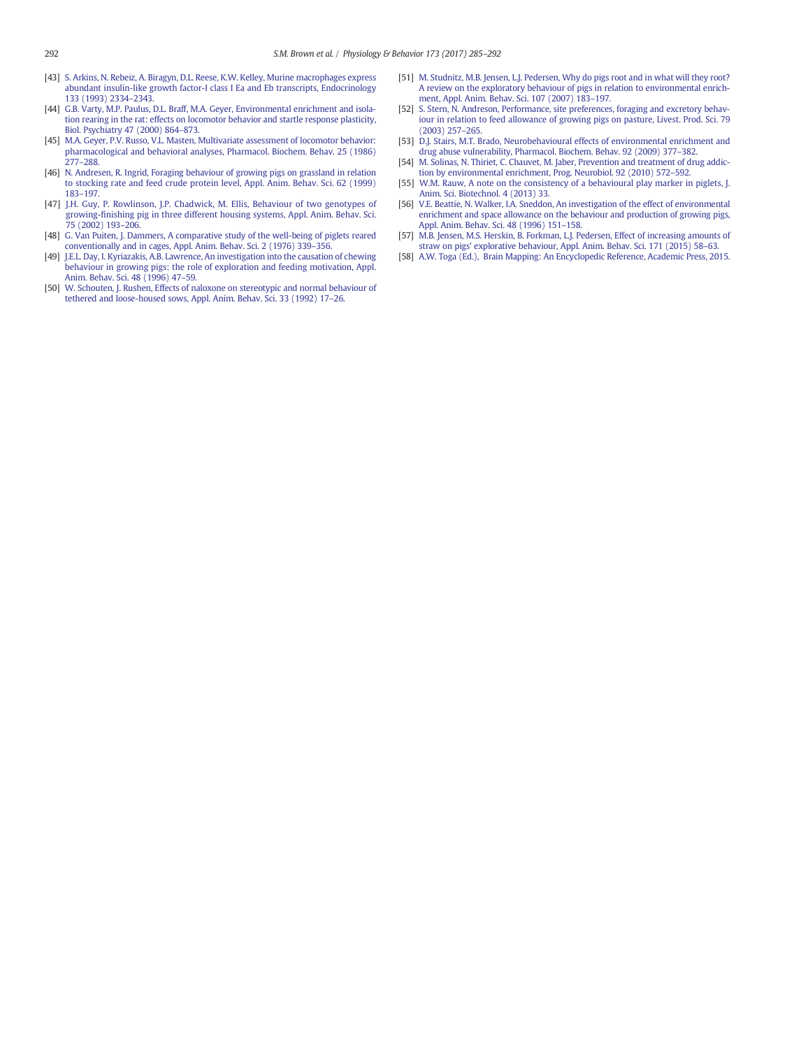[43] S. Arkins, N. Rebeiz, A. Biragyn, D.L. Reese, K.W. Kelley, Murine macrophages express abundant insulin-like growth factor-I class I Ea and Eb transcripts, Endocrinology 133 (1993) 2334–2343.

[44] G.B. Varty, M.P. Paulus, D.L. Braff, M.A. Geyer, Environmental enrichment and isolation rearing in the rat: effects on locomotor behavior and startle response plasticity, Biol. Psychiatry 47 (2000) 864–873.

[45] M.A. Geyer, P.V. Russo, V.L. Masten, Multivariate assessment of locomotor behavior: pharmacological and behavioral analyses, Pharmacol. Biochem. Behav. 25 (1986) 277–288.

[46] N. Andresen, R. Ingrid, Foraging behaviour of growing pigs on grassland in relation to stocking rate and feed crude protein level, Appl. Anim. Behav. Sci. 62 (1999) 183–197.

[47] J.H. Guy, P. Rowlinson, J.P. Chadwick, M. Ellis, Behaviour of two genotypes of growing-finishing pig in three different housing systems, Appl. Anim. Behav. Sci. 75 (2002) 193–206.

[48] G. Van Puiten, J. Dammers, A comparative study of the well-being of piglets reared conventionally and in cages, Appl. Anim. Behav. Sci. 2 (1976) 339–356.

[49] J.E.L. Day, I. Kyriazakis, A.B. Lawrence, An investigation into the causation of chewing behaviour in growing pigs: the role of exploration and feeding motivation, Appl. Anim. Behav. Sci. 48 (1996) 47–59.

[50] W. Schouten, J. Rushen, Effects of naloxone on stereotypic and normal behaviour of tethered and loose-housed sows, Appl. Anim. Behav. Sci. 33 (1992) 17–26.

[51] M. Studnitz, M.B. Jensen, L.J. Pedersen, Why do pigs root and in what will they root? A review on the exploratory behaviour of pigs in relation to environmental enrichment, Appl. Anim. Behav. Sci. 107 (2007) 183–197.

[52] S. Stern, N. Andreson, Performance, site preferences, foraging and excretory behaviour in relation to feed allowance of growing pigs on pasture, Livest. Prod. Sci. 79 (2003) 257–265.

[53] D.J. Stairs, M.T. Brado, Neurobehavioural effects of environmental enrichment and drug abuse vulnerability, Pharmacol. Biochem. Behav. 92 (2009) 377–382.

[54] M. Solinas, N. Thiriet, C. Chauvet, M. Jaber, Prevention and treatment of drug addiction by environmental enrichment, Prog. Neurobiol. 92 (2010) 572–592.

[55] W.M. Rauw, A note on the consistency of a behavioural play marker in piglets, J. Anim. Sci. Biotechnol. 4 (2013) 33.

[56] V.E. Beattie, N. Walker, I.A. Sneddon, An investigation of the effect of environmental enrichment and space allowance on the behaviour and production of growing pigs, Appl. Anim. Behav. Sci. 48 (1996) 151–158.

[57] M.B. Jensen, M.S. Herskin, B. Forkman, L.J. Pedersen, Effect of increasing amounts of straw on pigs' explorative behaviour, Appl. Anim. Behav. Sci. 171 (2015) 58–63.

[58] A.W. Toga (Ed.), Brain Mapping: An Encyclopedic Reference, Academic Press, 2015.